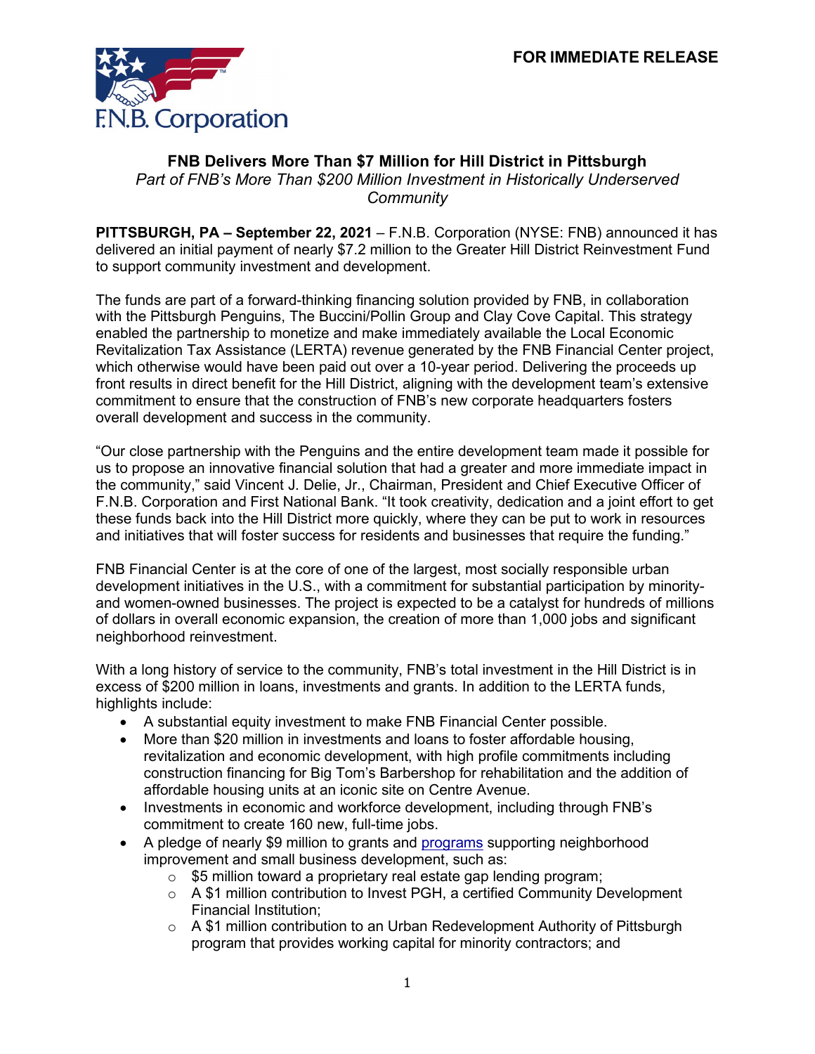**FOR IMMEDIATE RELEASE**

F.N.B. Corporation

# FNB Delivers More Than $7 Million for Hill District in Pittsburgh

*Part of FNB's More Than $200 Million Investment in Historically Underserved Community*

**PITTSBURGH, PA – September 22, 2021** – F.N.B. Corporation (NYSE: FNB) announced it has delivered an initial payment of nearly $7.2 million to the Greater Hill District Reinvestment Fund to support community investment and development.

The funds are part of a forward-thinking financing solution provided by FNB, in collaboration with the Pittsburgh Penguins, The Buccini/Pollin Group and Clay Cove Capital. This strategy enabled the partnership to monetize and make immediately available the Local Economic Revitalization Tax Assistance (LERTA) revenue generated by the FNB Financial Center project, which otherwise would have been paid out over a 10-year period. Delivering the proceeds up front results in direct benefit for the Hill District, aligning with the development team's extensive commitment to ensure that the construction of FNB's new corporate headquarters fosters overall development and success in the community.

"Our close partnership with the Penguins and the entire development team made it possible for us to propose an innovative financial solution that had a greater and more immediate impact in the community," said Vincent J. Delie, Jr., Chairman, President and Chief Executive Officer of F.N.B. Corporation and First National Bank. "It took creativity, dedication and a joint effort to get these funds back into the Hill District more quickly, where they can be put to work in resources and initiatives that will foster success for residents and businesses that require the funding."

FNB Financial Center is at the core of one of the largest, most socially responsible urban development initiatives in the U.S., with a commitment for substantial participation by minority- and women-owned businesses. The project is expected to be a catalyst for hundreds of millions of dollars in overall economic expansion, the creation of more than 1,000 jobs and significant neighborhood reinvestment.

With a long history of service to the community, FNB's total investment in the Hill District is in excess of $200 million in loans, investments and grants. In addition to the LERTA funds, highlights include:

- A substantial equity investment to make FNB Financial Center possible.
- More than $20 million in investments and loans to foster affordable housing, revitalization and economic development, with high profile commitments including construction financing for Big Tom's Barbershop for rehabilitation and the addition of affordable housing units at an iconic site on Centre Avenue.
- Investments in economic and workforce development, including through FNB's commitment to create 160 new, full-time jobs.
- A pledge of nearly $9 million to grants and programs supporting neighborhood improvement and small business development, such as:
    - $5 million toward a proprietary real estate gap lending program;
    - A $1 million contribution to Invest PGH, a certified Community Development Financial Institution;
    - A $1 million contribution to an Urban Redevelopment Authority of Pittsburgh program that provides working capital for minority contractors; and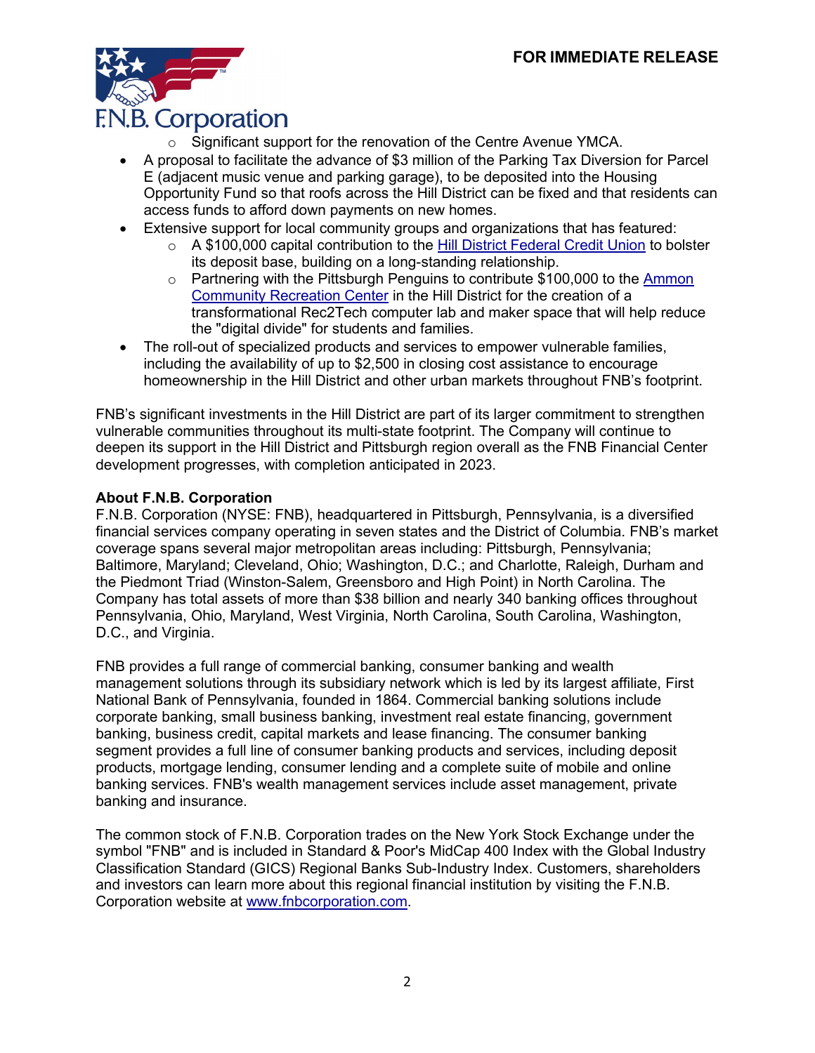- Significant support for the renovation of the Centre Avenue YMCA.
- A proposal to facilitate the advance of $3 million of the Parking Tax Diversion for Parcel E (adjacent music venue and parking garage), to be deposited into the Housing Opportunity Fund so that roofs across the Hill District can be fixed and that residents can access funds to afford down payments on new homes.
- Extensive support for local community groups and organizations that has featured:
    - A $100,000 capital contribution to the Hill District Federal Credit Union to bolster its deposit base, building on a long-standing relationship.
    - Partnering with the Pittsburgh Penguins to contribute $100,000 to the Ammon Community Recreation Center in the Hill District for the creation of a transformational Rec2Tech computer lab and maker space that will help reduce the "digital divide" for students and families.
- The roll-out of specialized products and services to empower vulnerable families, including the availability of up to $2,500 in closing cost assistance to encourage homeownership in the Hill District and other urban markets throughout FNB's footprint.

FNB's significant investments in the Hill District are part of its larger commitment to strengthen vulnerable communities throughout its multi-state footprint. The Company will continue to deepen its support in the Hill District and Pittsburgh region overall as the FNB Financial Center development progresses, with completion anticipated in 2023.

**About F.N.B. Corporation**

F.N.B. Corporation (NYSE: FNB), headquartered in Pittsburgh, Pennsylvania, is a diversified financial services company operating in seven states and the District of Columbia. FNB's market coverage spans several major metropolitan areas including: Pittsburgh, Pennsylvania; Baltimore, Maryland; Cleveland, Ohio; Washington, D.C.; and Charlotte, Raleigh, Durham and the Piedmont Triad (Winston-Salem, Greensboro and High Point) in North Carolina. The Company has total assets of more than $38 billion and nearly 340 banking offices throughout Pennsylvania, Ohio, Maryland, West Virginia, North Carolina, South Carolina, Washington, D.C., and Virginia.

FNB provides a full range of commercial banking, consumer banking and wealth management solutions through its subsidiary network which is led by its largest affiliate, First National Bank of Pennsylvania, founded in 1864. Commercial banking solutions include corporate banking, small business banking, investment real estate financing, government banking, business credit, capital markets and lease financing. The consumer banking segment provides a full line of consumer banking products and services, including deposit products, mortgage lending, consumer lending and a complete suite of mobile and online banking services. FNB's wealth management services include asset management, private banking and insurance.

The common stock of F.N.B. Corporation trades on the New York Stock Exchange under the symbol "FNB" and is included in Standard & Poor's MidCap 400 Index with the Global Industry Classification Standard (GICS) Regional Banks Sub-Industry Index. Customers, shareholders and investors can learn more about this regional financial institution by visiting the F.N.B. Corporation website at www.fnbcorporation.com.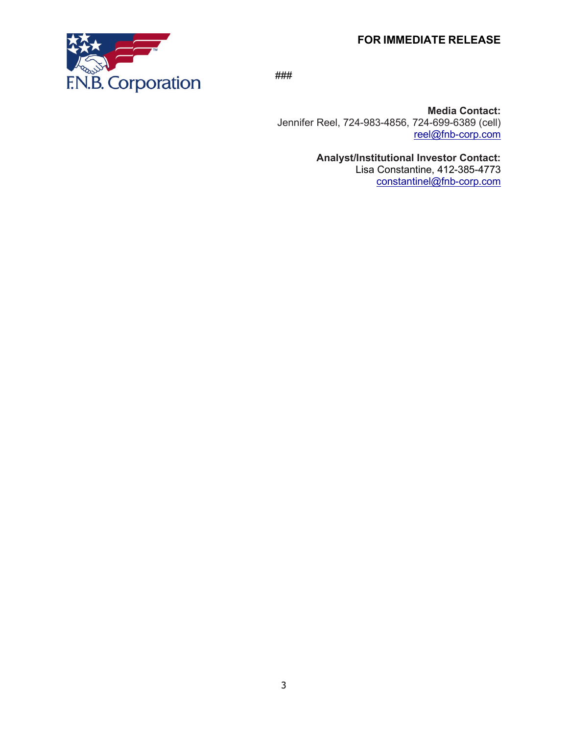**FOR IMMEDIATE RELEASE**

###

**Media Contact:**
Jennifer Reel, 724-983-4856, 724-699-6389 (cell)
reel@fnb-corp.com

**Analyst/Institutional Investor Contact:**
Lisa Constantine, 412-385-4773
constantinel@fnb-corp.com